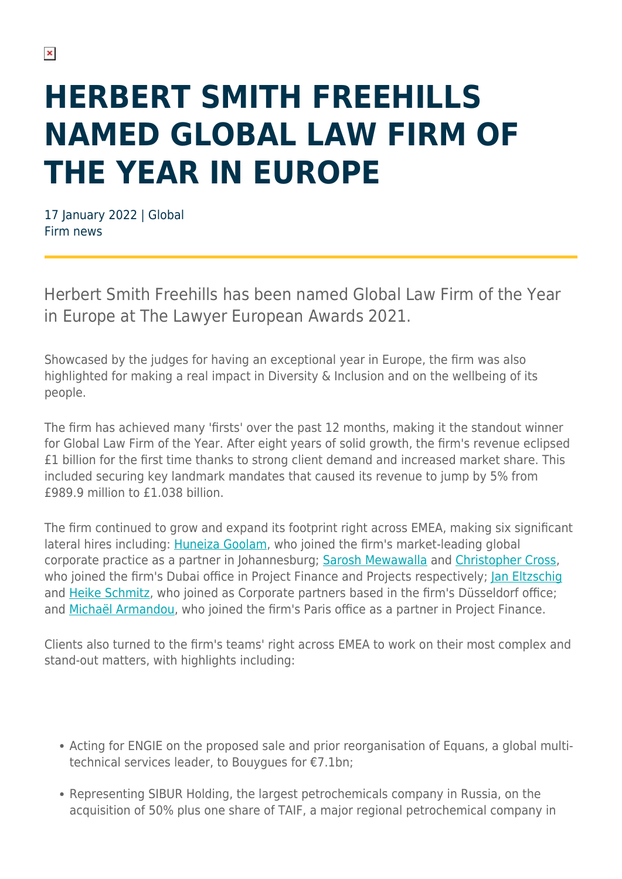# HERBERT SMITH FREEHILLS NAMED GLOBAL LAW FIRM OF THE YEAR IN EUROPE

17 January 2022 | Global
Firm news

Herbert Smith Freehills has been named Global Law Firm of the Year in Europe at The Lawyer European Awards 2021.

Showcased by the judges for having an exceptional year in Europe, the firm was also highlighted for making a real impact in Diversity & Inclusion and on the wellbeing of its people.

The firm has achieved many 'firsts' over the past 12 months, making it the standout winner for Global Law Firm of the Year. After eight years of solid growth, the firm's revenue eclipsed £1 billion for the first time thanks to strong client demand and increased market share. This included securing key landmark mandates that caused its revenue to jump by 5% from £989.9 million to £1.038 billion.

The firm continued to grow and expand its footprint right across EMEA, making six significant lateral hires including: Huneiza Goolam, who joined the firm's market-leading global corporate practice as a partner in Johannesburg; Sarosh Mewawalla and Christopher Cross, who joined the firm's Dubai office in Project Finance and Projects respectively; Jan Eltzschig and Heike Schmitz, who joined as Corporate partners based in the firm's Düsseldorf office; and Michaël Armandou, who joined the firm's Paris office as a partner in Project Finance.

Clients also turned to the firm's teams' right across EMEA to work on their most complex and stand-out matters, with highlights including:

- Acting for ENGIE on the proposed sale and prior reorganisation of Equans, a global multi-technical services leader, to Bouygues for €7.1bn;
- Representing SIBUR Holding, the largest petrochemicals company in Russia, on the acquisition of 50% plus one share of TAIF, a major regional petrochemical company in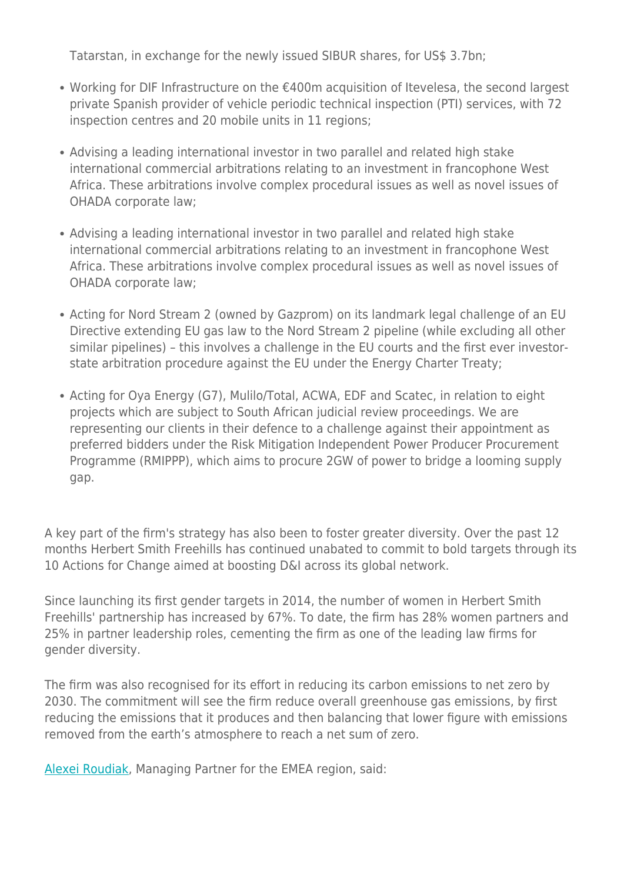Tatarstan, in exchange for the newly issued SIBUR shares, for US$ 3.7bn;

- Working for DIF Infrastructure on the €400m acquisition of Itevelesa, the second largest private Spanish provider of vehicle periodic technical inspection (PTI) services, with 72 inspection centres and 20 mobile units in 11 regions;
- Advising a leading international investor in two parallel and related high stake international commercial arbitrations relating to an investment in francophone West Africa. These arbitrations involve complex procedural issues as well as novel issues of OHADA corporate law;
- Advising a leading international investor in two parallel and related high stake international commercial arbitrations relating to an investment in francophone West Africa. These arbitrations involve complex procedural issues as well as novel issues of OHADA corporate law;
- Acting for Nord Stream 2 (owned by Gazprom) on its landmark legal challenge of an EU Directive extending EU gas law to the Nord Stream 2 pipeline (while excluding all other similar pipelines) – this involves a challenge in the EU courts and the first ever investor-state arbitration procedure against the EU under the Energy Charter Treaty;
- Acting for Oya Energy (G7), Mulilo/Total, ACWA, EDF and Scatec, in relation to eight projects which are subject to South African judicial review proceedings. We are representing our clients in their defence to a challenge against their appointment as preferred bidders under the Risk Mitigation Independent Power Producer Procurement Programme (RMIPPP), which aims to procure 2GW of power to bridge a looming supply gap.

A key part of the firm's strategy has also been to foster greater diversity. Over the past 12 months Herbert Smith Freehills has continued unabated to commit to bold targets through its 10 Actions for Change aimed at boosting D&I across its global network.

Since launching its first gender targets in 2014, the number of women in Herbert Smith Freehills' partnership has increased by 67%. To date, the firm has 28% women partners and 25% in partner leadership roles, cementing the firm as one of the leading law firms for gender diversity.

The firm was also recognised for its effort in reducing its carbon emissions to net zero by 2030. The commitment will see the firm reduce overall greenhouse gas emissions, by first reducing the emissions that it produces and then balancing that lower figure with emissions removed from the earth's atmosphere to reach a net sum of zero.

Alexei Roudiak, Managing Partner for the EMEA region, said: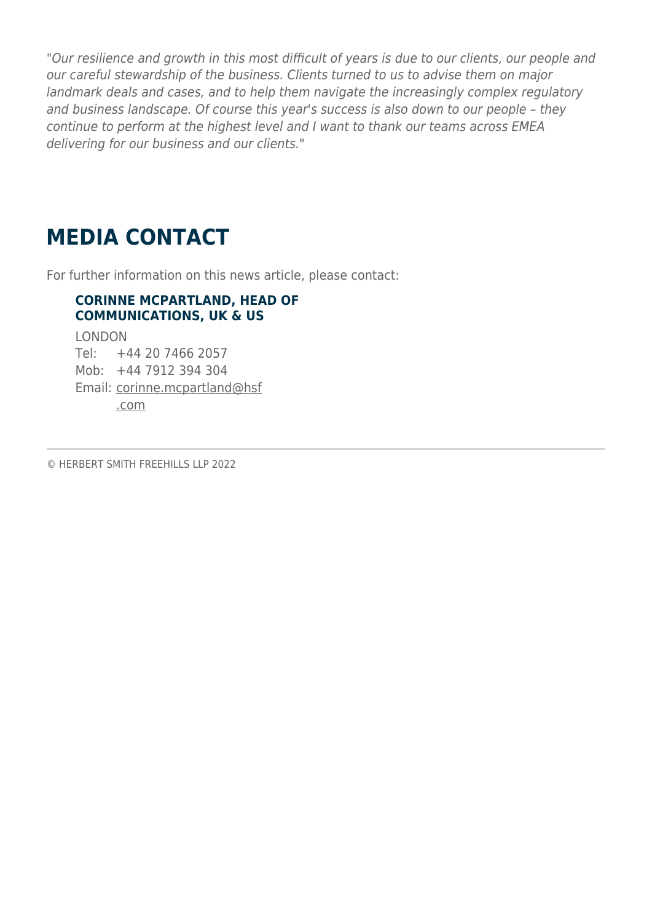*"Our resilience and growth in this most difficult of years is due to our clients, our people and our careful stewardship of the business. Clients turned to us to advise them on major landmark deals and cases, and to help them navigate the increasingly complex regulatory and business landscape. Of course this year's success is also down to our people – they continue to perform at the highest level and I want to thank our teams across EMEA delivering for our business and our clients."*

## MEDIA CONTACT

For further information on this news article, please contact:

**CORINNE MCPARTLAND, HEAD OF COMMUNICATIONS, UK & US**

LONDON
Tel: +44 20 7466 2057
Mob: +44 7912 394 304
Email: corinne.mcpartland@hsf.com

© HERBERT SMITH FREEHILLS LLP 2022